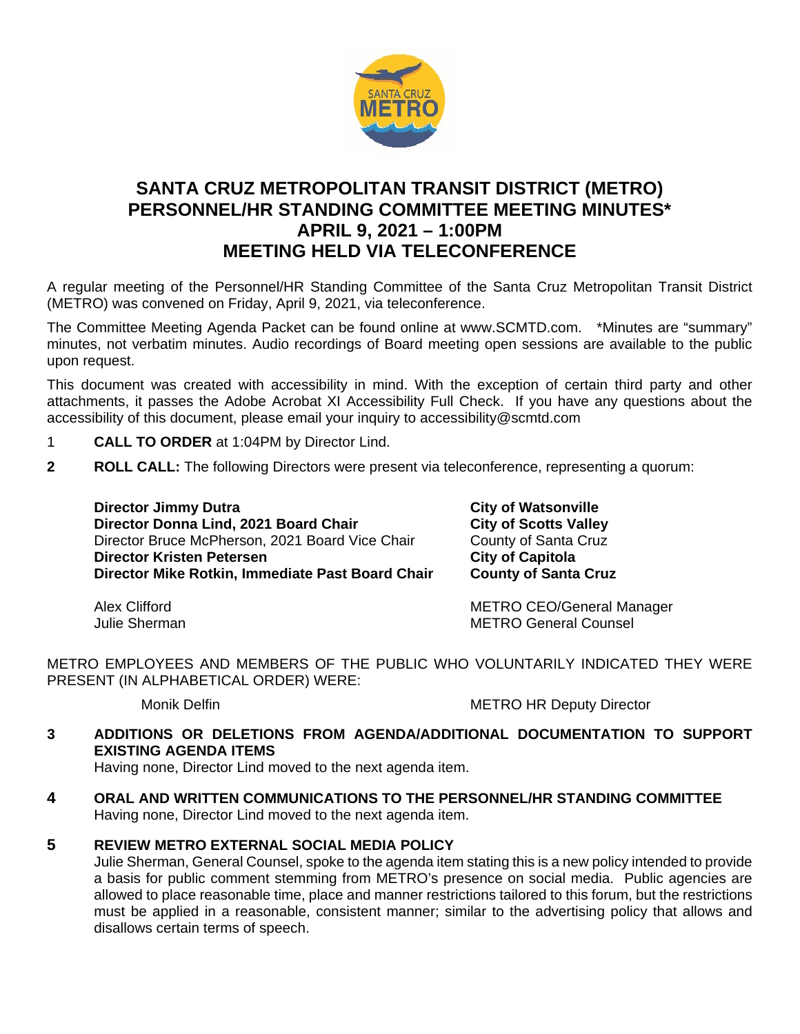# SANTA CRUZ METROPOLITAN TRANSIT DISTRICT (METRO) PERSONNEL/HR STANDING COMMITTEE MEETING MINUTES* APRIL 9, 2021 – 1:00PM MEETING HELD VIA TELECONFERENCE

A regular meeting of the Personnel/HR Standing Committee of the Santa Cruz Metropolitan Transit District (METRO) was convened on Friday, April 9, 2021, via teleconference.

The Committee Meeting Agenda Packet can be found online at www.SCMTD.com. *Minutes are "summary" minutes, not verbatim minutes. Audio recordings of Board meeting open sessions are available to the public upon request.

This document was created with accessibility in mind. With the exception of certain third party and other attachments, it passes the Adobe Acrobat XI Accessibility Full Check. If you have any questions about the accessibility of this document, please email your inquiry to accessibility@scmtd.com

1 **CALL TO ORDER** at 1:04PM by Director Lind.

**2 ROLL CALL:** The following Directors were present via teleconference, representing a quorum:

| | |
|---|---|
| **Director Jimmy Dutra** | **City of Watsonville** |
| **Director Donna Lind, 2021 Board Chair** | **City of Scotts Valley** |
| Director Bruce McPherson, 2021 Board Vice Chair | County of Santa Cruz |
| **Director Kristen Petersen** | **City of Capitola** |
| **Director Mike Rotkin, Immediate Past Board Chair** | **County of Santa Cruz** |

| | |
|---|---|
| Alex Clifford | METRO CEO/General Manager |
| Julie Sherman | METRO General Counsel |

METRO EMPLOYEES AND MEMBERS OF THE PUBLIC WHO VOLUNTARILY INDICATED THEY WERE PRESENT (IN ALPHABETICAL ORDER) WERE:

| | |
|---|---|
| Monik Delfin | METRO HR Deputy Director |

**3 ADDITIONS OR DELETIONS FROM AGENDA/ADDITIONAL DOCUMENTATION TO SUPPORT EXISTING AGENDA ITEMS**

Having none, Director Lind moved to the next agenda item.

**4 ORAL AND WRITTEN COMMUNICATIONS TO THE PERSONNEL/HR STANDING COMMITTEE**

Having none, Director Lind moved to the next agenda item.

**5 REVIEW METRO EXTERNAL SOCIAL MEDIA POLICY**

Julie Sherman, General Counsel, spoke to the agenda item stating this is a new policy intended to provide a basis for public comment stemming from METRO's presence on social media. Public agencies are allowed to place reasonable time, place and manner restrictions tailored to this forum, but the restrictions must be applied in a reasonable, consistent manner; similar to the advertising policy that allows and disallows certain terms of speech.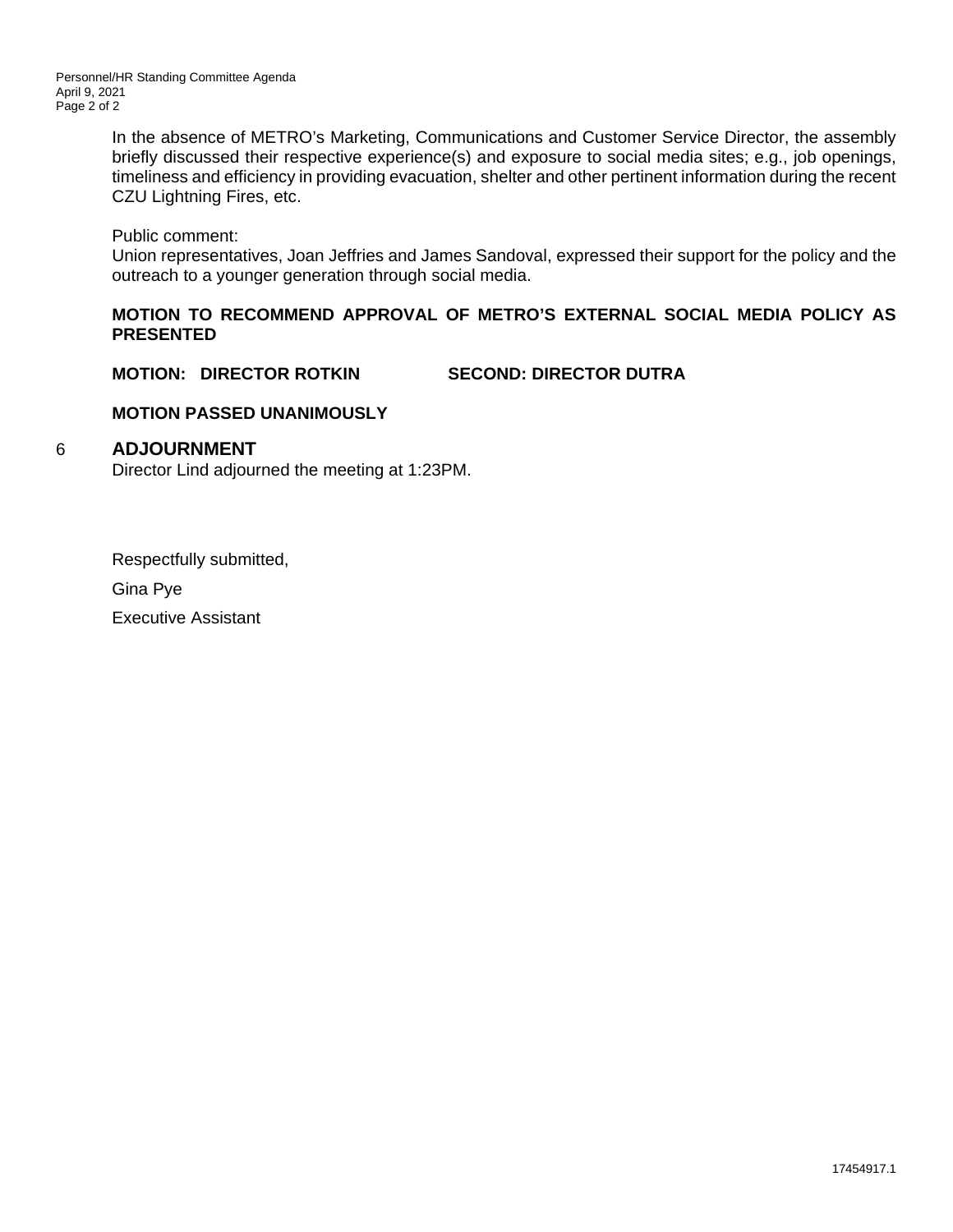In the absence of METRO's Marketing, Communications and Customer Service Director, the assembly briefly discussed their respective experience(s) and exposure to social media sites; e.g., job openings, timeliness and efficiency in providing evacuation, shelter and other pertinent information during the recent CZU Lightning Fires, etc.

Public comment:
Union representatives, Joan Jeffries and James Sandoval, expressed their support for the policy and the outreach to a younger generation through social media.

**MOTION TO RECOMMEND APPROVAL OF METRO'S EXTERNAL SOCIAL MEDIA POLICY AS PRESENTED**

**MOTION: DIRECTOR ROTKIN SECOND: DIRECTOR DUTRA**

**MOTION PASSED UNANIMOUSLY**

## 6 ADJOURNMENT

Director Lind adjourned the meeting at 1:23PM.

Respectfully submitted,

Gina Pye

Executive Assistant

17454917.1